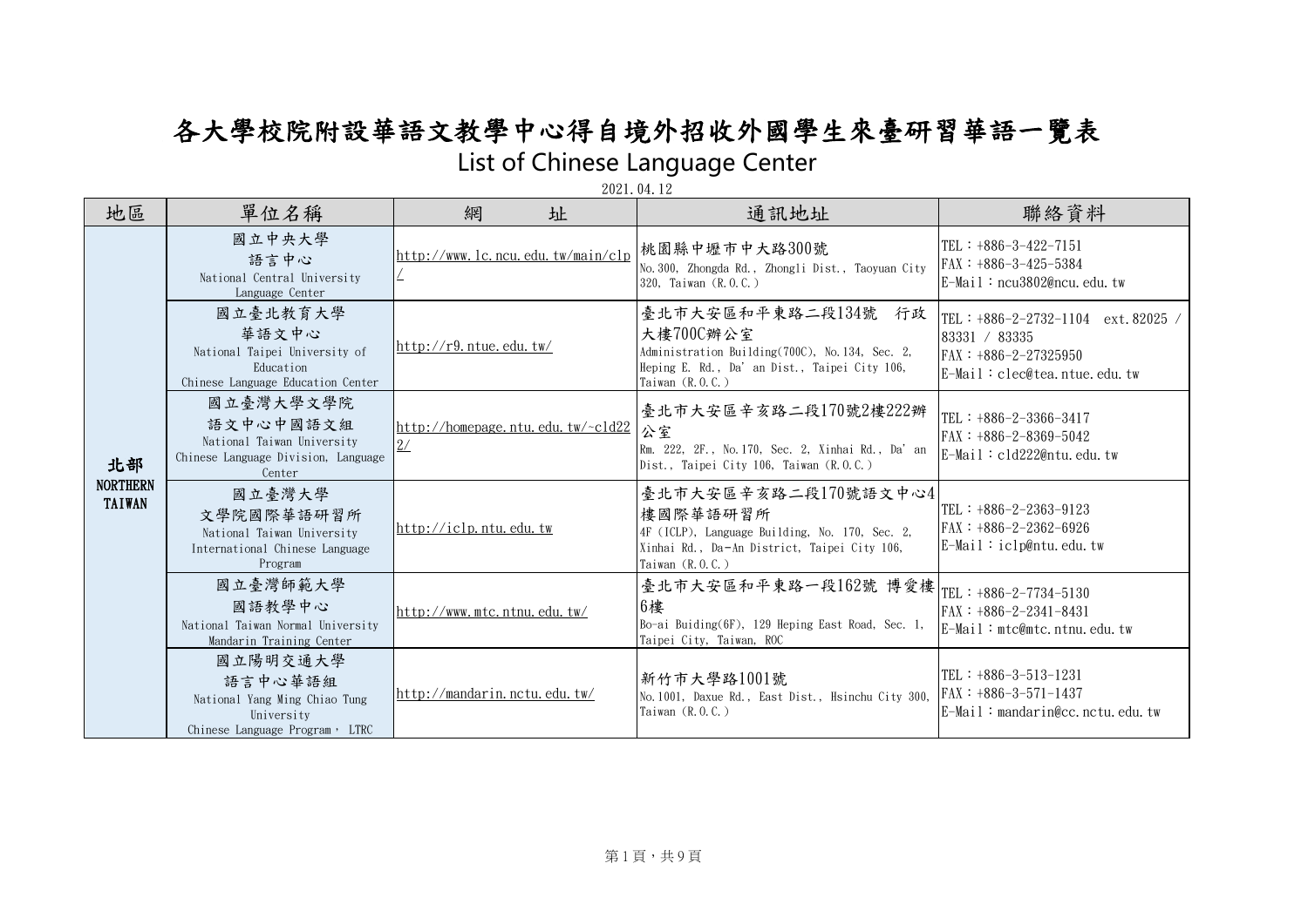# 各大學校院附設華語文教學中心得自境外招收外國學生來臺研習華語一覽表

## List of Chinese Language Center

2021.04.12

| 地區 | 單位名稱 | 網　　址 | 通訊地址 | 聯絡資料 |
|---|---|---|---|---|
| 北部 NORTHERN TAIWAN | 國立中央大學<br>語言中心<br>National Central University Language Center | http://www.lc.ncu.edu.tw/main/clp/ | 桃園縣中壢市中大路300號<br>No.300, Zhongda Rd., Zhongli Dist., Taoyuan City 320, Taiwan (R.O.C.) | TEL：+886-3-422-7151<br>FAX：+886-3-425-5384<br>E-Mail：ncu3802@ncu.edu.tw |
| | 國立臺北教育大學<br>華語文中心<br>National Taipei University of Education<br>Chinese Language Education Center | http://r9.ntue.edu.tw/ | 臺北市大安區和平東路二段134號　行政大樓700C辦公室<br>Administration Building(700C), No.134, Sec. 2, Heping E. Rd., Da' an Dist., Taipei City 106, Taiwan (R.O.C.) | TEL：+886-2-2732-1104　ext.82025 / 83331 / 83335<br>FAX：+886-2-27325950<br>E-Mail：clec@tea.ntue.edu.tw |
| | 國立臺灣大學文學院<br>語文中心中國語文組<br>National Taiwan University<br>Chinese Language Division, Language Center | http://homepage.ntu.edu.tw/~cld22 2/ | 臺北市大安區辛亥路二段170號2樓222辦公室<br>Rm. 222, 2F., No.170, Sec. 2, Xinhai Rd., Da' an Dist., Taipei City 106, Taiwan (R.O.C.) | TEL：+886-2-3366-3417<br>FAX：+886-2-8369-5042<br>E-Mail：cld222@ntu.edu.tw |
| | 國立臺灣大學<br>文學院國際華語研習所<br>National Taiwan University<br>International Chinese Language Program | http://iclp.ntu.edu.tw | 臺北市大安區辛亥路二段170號語文中心4樓國際華語研習所<br>4F (ICLP), Language Building, No. 170, Sec. 2, Xinhai Rd., Da-An District, Taipei City 106, Taiwan (R.O.C.) | TEL：+886-2-2363-9123<br>FAX：+886-2-2362-6926<br>E-Mail：iclp@ntu.edu.tw |
| | 國立臺灣師範大學<br>國語教學中心<br>National Taiwan Normal University<br>Mandarin Training Center | http://www.mtc.ntnu.edu.tw/ | 臺北市大安區和平東路一段162號 博愛樓6樓<br>Bo-ai Buiding(6F), 129 Heping East Road, Sec. 1, Taipei City, Taiwan, ROC | TEL：+886-2-7734-5130<br>FAX：+886-2-2341-8431<br>E-Mail：mtc@mtc.ntnu.edu.tw |
| | 國立陽明交通大學<br>語言中心華語組<br>National Yang Ming Chiao Tung University<br>Chinese Language Program， LTRC | http://mandarin.nctu.edu.tw/ | 新竹市大學路1001號<br>No.1001, Daxue Rd., East Dist., Hsinchu City 300, Taiwan (R.O.C.) | TEL：+886-3-513-1231<br>FAX：+886-3-571-1437<br>E-Mail：mandarin@cc.nctu.edu.tw |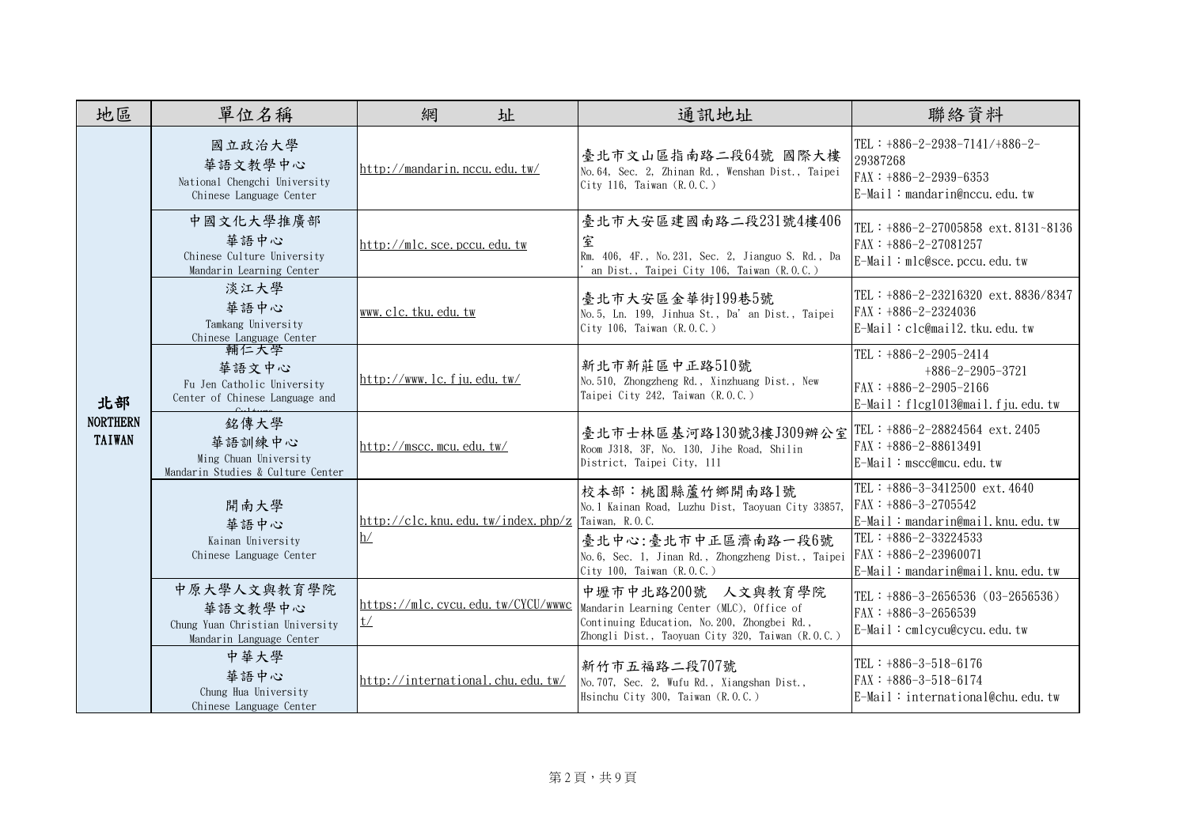| 地區 | 單位名稱 | 網　　址 | 通訊地址 | 聯絡資料 |
|---|---|---|---|---|
| 北部 NORTHERN TAIWAN | 國立政治大學 華語文教學中心 National Chengchi University Chinese Language Center | http://mandarin.nccu.edu.tw/ | 臺北市文山區指南路二段64號 國際大樓 No.64, Sec. 2, Zhinan Rd., Wenshan Dist., Taipei City 116, Taiwan (R.O.C.) | TEL：+886-2-2938-7141/+886-2-29387268 FAX：+886-2-2939-6353 E-Mail：mandarin@nccu.edu.tw |
| | 中國文化大學推廣部 華語中心 Chinese Culture University Mandarin Learning Center | http://mlc.sce.pccu.edu.tw | 臺北市大安區建國南路二段231號4樓406室 Rm. 406, 4F., No.231, Sec. 2, Jianguo S. Rd., Da'an Dist., Taipei City 106, Taiwan (R.O.C.) | TEL：+886-2-27005858 ext.8131-8136 FAX：+886-2-27081257 E-Mail：mlc@sce.pccu.edu.tw |
| | 淡江大學 華語中心 Tamkang University Chinese Language Center | www.clc.tku.edu.tw | 臺北市大安區金華街199巷5號 No.5, Ln. 199, Jinhua St., Da'an Dist., Taipei City 106, Taiwan (R.O.C.) | TEL：+886-2-23216320 ext.8836/8347 FAX：+886-2-2324036 E-Mail：clc@mail2.tku.edu.tw |
| | 輔仁大學 華語文中心 Fu Jen Catholic University Center of Chinese Language and Culture | http://www.lc.fju.edu.tw/ | 新北市新莊區中正路510號 No.510, Zhongzheng Rd., Xinzhuang Dist., New Taipei City 242, Taiwan (R.O.C.) | TEL：+886-2-2905-2414 +886-2-2905-3721 FAX：+886-2-2905-2166 E-Mail：flcg1013@mail.fju.edu.tw |
| | 銘傳大學 華語訓練中心 Ming Chuan University Mandarin Studies & Culture Center | http://mscc.mcu.edu.tw/ | 臺北市士林區基河路130號3樓J309辦公室 Room J318, 3F, No. 130, Jihe Road, Shilin District, Taipei City, 111 | TEL：+886-2-28824564 ext.2405 FAX：+886-2-88613491 E-Mail：mscc@mcu.edu.tw |
| | 開南大學 華語中心 Kainan University Chinese Language Center | http://clc.knu.edu.tw/index.php/zh/ | 校本部：桃園縣蘆竹鄉開南路1號 No.1 Kainan Road, Luzhu Dist, Taoyuan City 33857, Taiwan, R.O.C. | TEL：+886-3-3412500 ext.4640 FAX：+886-3-2705542 E-Mail：mandarin@mail.knu.edu.tw |
| | | | 臺北中心:臺北市中正區濟南路一段6號 No.6, Sec. 1, Jinan Rd., Zhongzheng Dist., Taipei City 100, Taiwan (R.O.C.) | TEL：+886-2-33224533 FAX：+886-2-23960071 E-Mail：mandarin@mail.knu.edu.tw |
| | 中原大學人文與教育學院 華語文教學中心 Chung Yuan Christian University Mandarin Language Center | https://mlc.cycu.edu.tw/CYCU/wwwct/ | 中壢市中北路200號 人文與教育學院 Mandarin Learning Center (MLC), Office of Continuing Education, No.200, Zhongbei Rd., Zhongli Dist., Taoyuan City 320, Taiwan (R.O.C.) | TEL：+886-3-2656536 (03-2656536) FAX：+886-3-2656539 E-Mail：cmlcycu@cycu.edu.tw |
| | 中華大學 華語中心 Chung Hua University Chinese Language Center | http://international.chu.edu.tw/ | 新竹市五福路二段707號 No.707, Sec. 2, Wufu Rd., Xiangshan Dist., Hsinchu City 300, Taiwan (R.O.C.) | TEL：+886-3-518-6176 FAX：+886-3-518-6174 E-Mail：international@chu.edu.tw |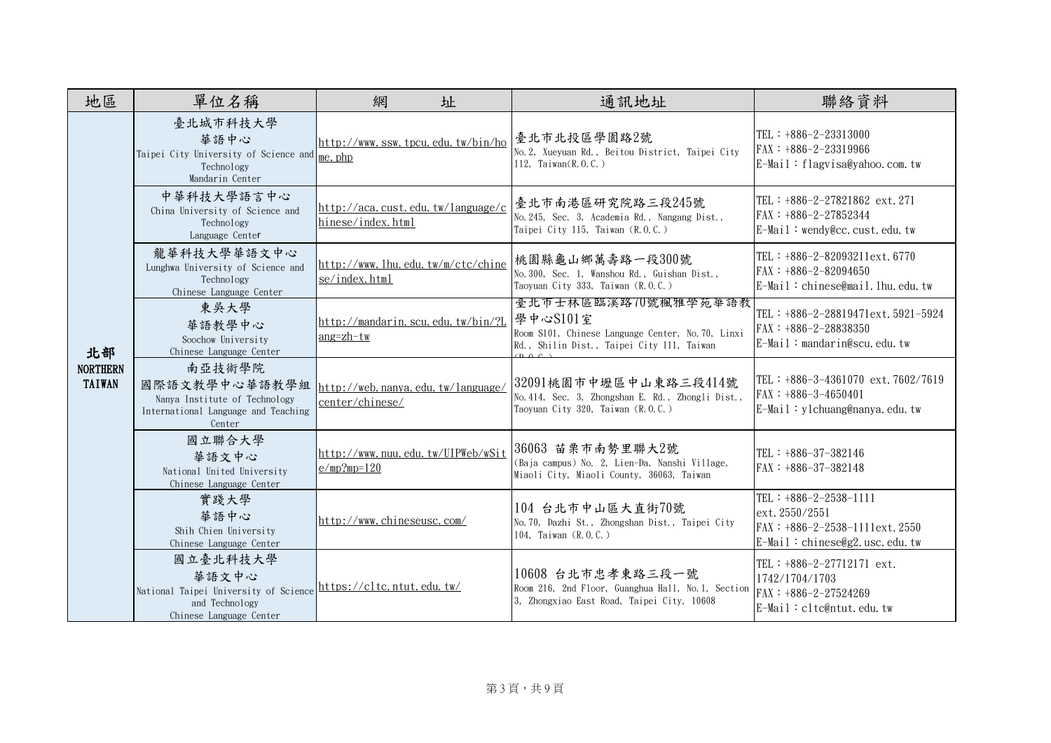| 地區 | 單位名稱 | 網　　址 | 通訊地址 | 聯絡資料 |
|---|---|---|---|---|
| 北部 NORTHERN TAIWAN | 臺北城市科技大學 華語中心 Taipei City University of Science and Technology Mandarin Center | http://www.ssw.tpcu.edu.tw/bin/home.php | 臺北市北投區學園路2號 No.2, Xueyuan Rd., Beitou District, Taipei City 112, Taiwan(R.O.C.) | TEL：+886-2-23313000 FAX：+886-2-23319966 E-Mail：flagvisa@yahoo.com.tw |
| | 中華科技大學語言中心 China University of Science and Technology Language Center | http://aca.cust.edu.tw/language/chinese/index.html | 臺北市南港區研究院路三段245號 No.245, Sec. 3, Academia Rd., Nangang Dist., Taipei City 115, Taiwan (R.O.C.) | TEL：+886-2-27821862 ext.271 FAX：+886-2-27852344 E-Mail：wendy@cc.cust.edu.tw |
| | 龍華科技大學華語文中心 Lunghwa University of Science and Technology Chinese Language Center | http://www.lhu.edu.tw/m/ctc/chinese/index.html | 桃園縣龜山鄉萬壽路一段300號 No.300, Sec. 1, Wanshou Rd., Guishan Dist., Taoyuan City 333, Taiwan (R.O.C.) | TEL：+886-2-82093211ext.6770 FAX：+886-2-82094650 E-Mail：chinese@mail.lhu.edu.tw |
| | 東吳大學 華語教學中心 Soochow University Chinese Language Center | http://mandarin.scu.edu.tw/bin/?Lang=zh-tw | 臺北市士林區臨溪路70號楓雅學苑華語教學中心S101室 Room S101, Chinese Language Center, No.70, Linxi Rd., Shilin Dist., Taipei City 111, Taiwan (R.O.C.) | TEL：+886-2-28819471ext.5921-5924 FAX：+886-2-28838350 E-Mail：mandarin@scu.edu.tw |
| | 南亞技術學院 國際語文教學中心華語教學組 Nanya Institute of Technology International Language and Teaching Center | http://web.nanya.edu.tw/language/center/chinese/ | 32091桃園市中壢區中山東路三段414號 No.414, Sec. 3, Zhongshan E. Rd., Zhongli Dist., Taoyuan City 320, Taiwan (R.O.C.) | TEL：+886-3-4361070 ext.7602/7619 FAX：+886-3-4650401 E-Mail：ylchuang@nanya.edu.tw |
| | 國立聯合大學 華語文中心 National United University Chinese Language Center | http://www.nuu.edu.tw/UIPWeb/wSite/mp?mp=120 | 36063 苗栗市南勢里聯大2號 (Baja campus) No. 2, Lien-Da, Nanshi Village, Miaoli City, Miaoli County, 36063, Taiwan | TEL：+886-37-382146 FAX：+886-37-382148 |
| | 實踐大學 華語中心 Shih Chien University Chinese Language Center | http://www.chineseusc.com/ | 104 台北市中山區大直街70號 No.70, Dazhi St., Zhongshan Dist., Taipei City 104, Taiwan (R.O.C.) | TEL：+886-2-2538-1111 ext.2550/2551 FAX：+886-2-2538-1111ext.2550 E-Mail：chinese@g2.usc.edu.tw |
| | 國立臺北科技大學 華語文中心 National Taipei University of Science and Technology Chinese Language Center | https://cltc.ntut.edu.tw/ | 10608 台北市忠孝東路三段一號 Room 216, 2nd Floor, Guanghua Hall, No.1, Section 3, Zhongxiao East Road, Taipei City, 10608 | TEL：+886-2-27712171 ext. 1742/1704/1703 FAX：+886-2-27524269 E-Mail：cltc@ntut.edu.tw |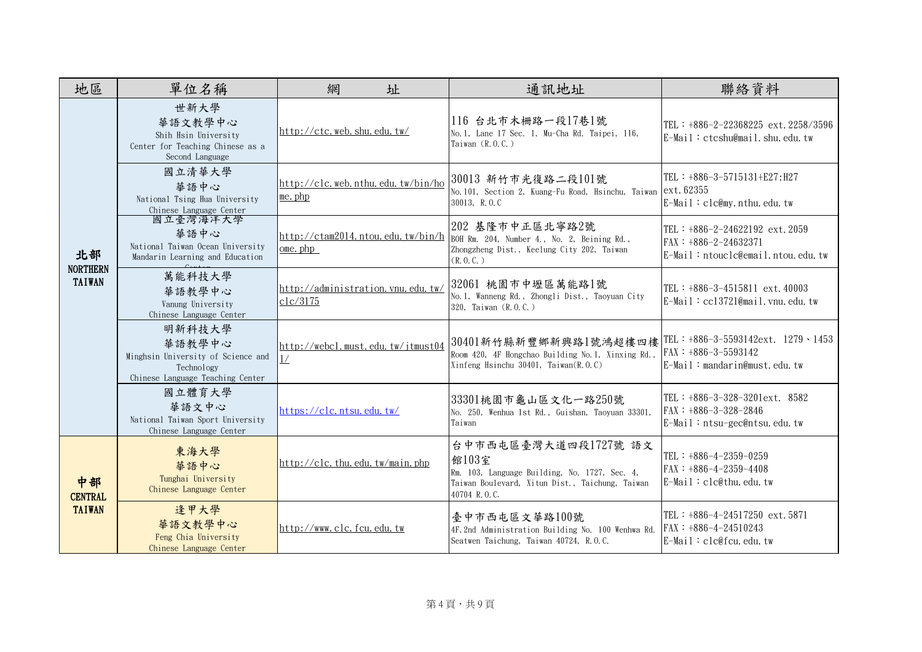| 地區 | 單位名稱 | 網　　址 | 通訊地址 | 聯絡資料 |
|---|---|---|---|---|
| 北部 NORTHERN TAIWAN | 世新大學 華語文教學中心 Shih Hsin University Center for Teaching Chinese as a Second Language | http://ctc.web.shu.edu.tw/ | 116 台北市木柵路一段17巷1號 No.1, Lane 17 Sec. 1, Mu-Cha Rd. Taipei, 116, Taiwan (R.O.C.) | TEL：+886-2-22368225 ext.2258/3596 E-Mail：ctcshu@mail.shu.edu.tw |
| | 國立清華大學 華語中心 National Tsing Hua University Chinese Language Center | http://clc.web.nthu.edu.tw/bin/home.php | 30013 新竹市光復路二段101號 No.101, Section 2, Kuang-Fu Road, Hsinchu, Taiwan 30013, R.O.C | TEL：+886-3-5715131+E27:H27 ext.62355 E-Mail：clc@my.nthu.edu.tw |
| | 國立臺灣海洋大學 華語中心 National Taiwan Ocean University Mandarin Learning and Education Center | http://ctam2014.ntou.edu.tw/bin/home.php | 202 基隆市中正區北寧路2號 BOH Rm. 204, Number 4., No. 2, Beining Rd., Zhongzheng Dist., Keelung City 202, Taiwan (R.O.C.) | TEL：+886-2-24622192 ext.2059 FAX：+886-2-24632371 E-Mail：ntouclc@email.ntou.edu.tw |
| | 萬能科技大學 華語教學中心 Vanung University Chinese Language Center | http://administration.vnu.edu.tw/clc/3175 | 32061 桃園市中壢區萬能路1號 No.1, Wanneng Rd., Zhongli Dist., Taoyuan City 320, Taiwan (R.O.C.) | TEL：+886-3-4515811 ext.40003 E-Mail：cc13721@mail.vnu.edu.tw |
| | 明新科技大學 華語教學中心 Minghsin University of Science and Technology Chinese Language Teaching Center | http://webcl.must.edu.tw/jtmust041/ | 30401新竹縣新豐鄉新興路1號鴻超樓四樓 Room 420, 4F Hongchao Building No.1, Xinxing Rd., Xinfeng Hsinchu 30401, Taiwan(R.O.C) | TEL：+886-3-5593142ext. 1279、1453 FAX：+886-3-5593142 E-Mail：mandarin@must.edu.tw |
| | 國立體育大學 華語文中心 National Taiwan Sport University Chinese Language Center | https://clc.ntsu.edu.tw/ | 33301桃園市龜山區文化一路250號 No. 250, Wenhua 1st Rd., Guishan, Taoyuan 33301, Taiwan | TEL：+886-3-328-3201ext. 8582 FAX：+886-3-328-2846 E-Mail：ntsu-gec@ntsu.edu.tw |
| 中部 CENTRAL TAIWAN | 東海大學 華語中心 Tunghai University Chinese Language Center | http://clc.thu.edu.tw/main.php | 台中市西屯區臺灣大道四段1727號 語文館103室 Rm. 103, Language Building, No. 1727, Sec. 4, Taiwan Boulevard, Xitun Dist., Taichung, Taiwan 40704 R.O.C. | TEL：+886-4-2359-0259 FAX：+886-4-2359-4408 E-Mail：clc@thu.edu.tw |
| | 逢甲大學 華語文教學中心 Feng Chia University Chinese Language Center | http://www.clc.fcu.edu.tw | 臺中市西屯區文華路100號 4F, 2nd Administration Building No. 100 Wenhwa Rd. Seatwen Taichung, Taiwan 40724, R.O.C. | TEL：+886-4-24517250 ext.5871 FAX：+886-4-24510243 E-Mail：clc@fcu.edu.tw |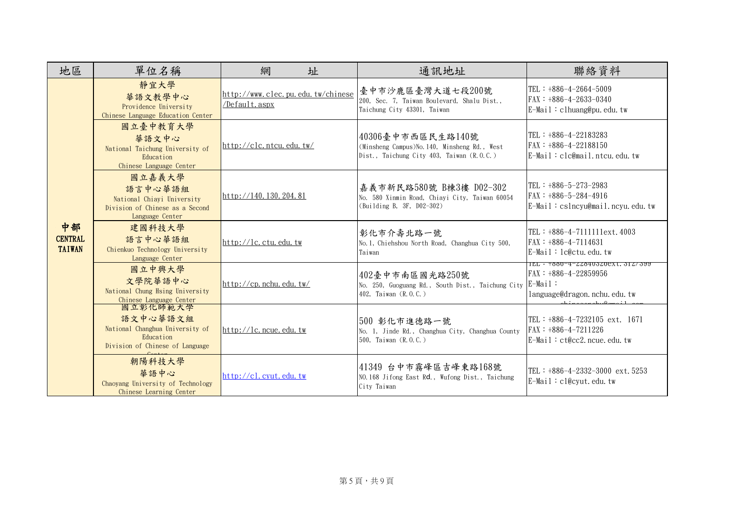| 地區 | 單位名稱 | 網　　址 | 通訊地址 | 聯絡資料 |
|---|---|---|---|---|
| 中部 CENTRAL TAIWAN | 靜宜大學 華語文教學中心 Providence University Chinese Language Education Center | http://www.clec.pu.edu.tw/chinese/Default.aspx | 臺中市沙鹿區臺灣大道七段200號 200, Sec. 7, Taiwan Boulevard, Shalu Dist., Taichung City 43301, Taiwan | TEL：+886-4-2664-5009 FAX：+886-4-2633-0340 E-Mail：clhuang@pu.edu.tw |
| | 國立臺中教育大學 華語文中心 National Taichung University of Education Chinese Language Center | http://clc.ntcu.edu.tw/ | 40306臺中市西區民生路140號 (Minsheng Campus)No.140, Minsheng Rd., West Dist., Taichung City 403, Taiwan (R.O.C.) | TEL：+886-4-22183283 FAX：+886-4-22188150 E-Mail：clc@mail.ntcu.edu.tw |
| | 國立嘉義大學 語言中心華語組 National Chiayi University Division of Chinese as a Second Language Center | http://140.130.204.81 | 嘉義市新民路580號 B棟3樓 D02-302 No. 580 Xinmin Road, Chiayi City, Taiwan 60054 (Building B, 3F, D02-302) | TEL：+886-5-273-2983 FAX：+886-5-284-4916 E-Mail：cslncyu@mail.ncyu.edu.tw |
| | 建國科技大學 語言中心華語組 Chienkuo Technology University Language Center | http://lc.ctu.edu.tw | 彰化市介壽北路一號 No.1, Chiehshou North Road, Changhua City 500, Taiwan | TEL：+886-4-7111111ext.4003 FAX：+886-4-7114631 E-Mail：lc@ctu.edu.tw |
| | 國立中興大學 文學院華語中心 National Chung Hsing University Chinese Language Center | http://cp.nchu.edu.tw/ | 402臺中市南區國光路250號 No. 250, Guoguang Rd., South Dist., Taichung City 402, Taiwan (R.O.C.) | TEL：+886-4-22840326ext.312/399 FAX：+886-4-22859956 E-Mail：language@dragon.nchu.edu.tw chinesenchu@gmail.com |
| | 國立彰化師範大學 語文中心華語文組 National Changhua University of Education Division of Chinese of Language Center | http://lc.ncue.edu.tw | 500 彰化市進德路一號 No. 1, Jinde Rd., Changhua City, Changhua County 500, Taiwan (R.O.C.) | TEL：+886-4-7232105 ext. 1671 FAX：+886-4-7211226 E-Mail：ct@cc2.ncue.edu.tw |
| | 朝陽科技大學 華語中心 Chaoyang University of Technology Chinese Learning Center | http://cl.cyut.edu.tw | 41349 台中市霧峰區吉峰東路168號 NO.168 Jifong East Rd., Wufong Dist., Taichung City Taiwan | TEL：+886-4-2332-3000 ext.5253 E-Mail：cl@cyut.edu.tw |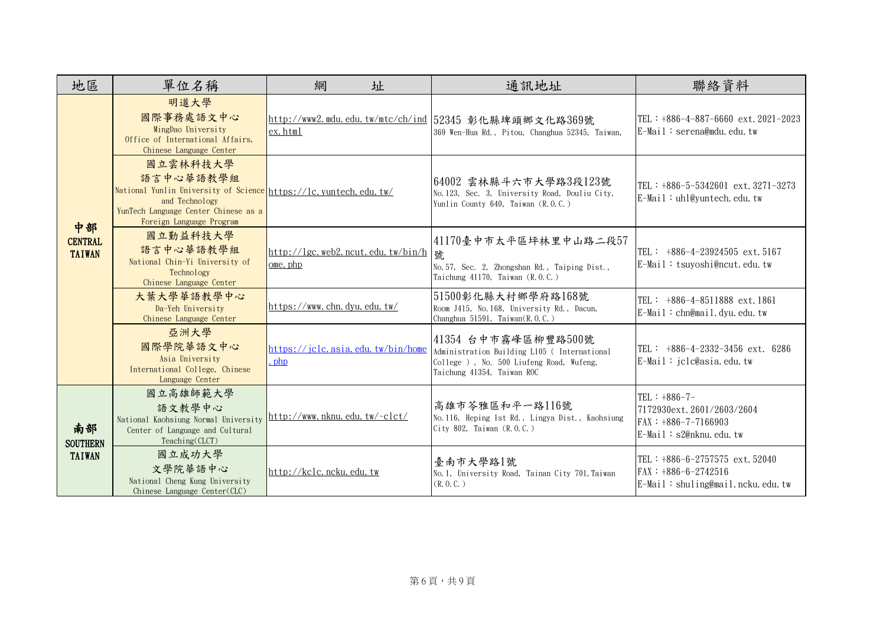| 地區 | 單位名稱 | 網　　址 | 通訊地址 | 聯絡資料 |
|---|---|---|---|---|
| 中部 CENTRAL TAIWAN | 明道大學 國際事務處語文中心 MingDao University Office of International Affairs, Chinese Language Center | http://www2.mdu.edu.tw/mtc/ch/index.html | 52345 彰化縣埤頭鄉文化路369號 369 Wen-Hua Rd., Pitou, Changhua 52345, Taiwan, | TEL：+886-4-887-6660 ext.2021-2023 E-Mail：serena@mdu.edu.tw |
| | 國立雲林科技大學 語言中心華語教學組 National Yunlin University of Science and Technology YunTech Language Center Chinese as a Foreign Language Program | https://lc.yuntech.edu.tw/ | 64002 雲林縣斗六市大學路3段123號 No.123, Sec. 3, University Road, Douliu City, Yunlin County 640, Taiwan (R.O.C.) | TEL：+886-5-5342601 ext.3271-3273 E-Mail：uhl@yuntech.edu.tw |
| | 國立勤益科技大學 語言中心華語教學組 National Chin-Yi University of Technology Chinese Language Center | http://lgc.web2.ncut.edu.tw/bin/home.php | 41170臺中市太平區坪林里中山路二段57號 No.57, Sec. 2, Zhongshan Rd., Taiping Dist., Taichung 41170, Taiwan (R.O.C.) | TEL： +886-4-23924505 ext.5167 E-Mail：tsuyoshi@ncut.edu.tw |
| | 大葉大學華語教學中心 Da-Yeh University Chinese Language Center | https://www.chn.dyu.edu.tw/ | 51500彰化縣大村鄉學府路168號 Room J415, No.168, University Rd., Dacun, Changhua 51591, Taiwan(R.O.C.) | TEL： +886-4-8511888 ext.1861 E-Mail：chn@mail.dyu.edu.tw |
| | 亞洲大學 國際學院華語中心 Asia University International College, Chinese Language Center | https://jclc.asia.edu.tw/bin/home.php | 41354 台中市霧峰區柳豐路500號 Administration Building L105 ( International College ), No. 500 Liufeng Road, Wufeng, Taichung 41354, Taiwan ROC | TEL： +886-4-2332-3456 ext. 6286 E-Mail：jclc@asia.edu.tw |
| 南部 SOUTHERN TAIWAN | 國立高雄師範大學 語文教學中心 National Kaohsiung Normal University Center of Language and Cultural Teaching(CLCT) | http://www.nknu.edu.tw/~clct/ | 高雄市苓雅區和平一路116號 No.116, Heping 1st Rd., Lingya Dist., Kaohsiung City 802, Taiwan (R.O.C.) | TEL：+886-7-7172930ext.2601/2603/2604 FAX：+886-7-7166903 E-Mail：s2@nknu.edu.tw |
| | 國立成功大學 文學院華語中心 National Cheng Kung University Chinese Language Center(CLC) | http://kclc.ncku.edu.tw | 臺南市大學路1號 No.1, University Road, Tainan City 701,Taiwan (R.O.C.) | TEL：+886-6-2757575 ext.52040 FAX：+886-6-2742516 E-Mail：shuling@mail.ncku.edu.tw |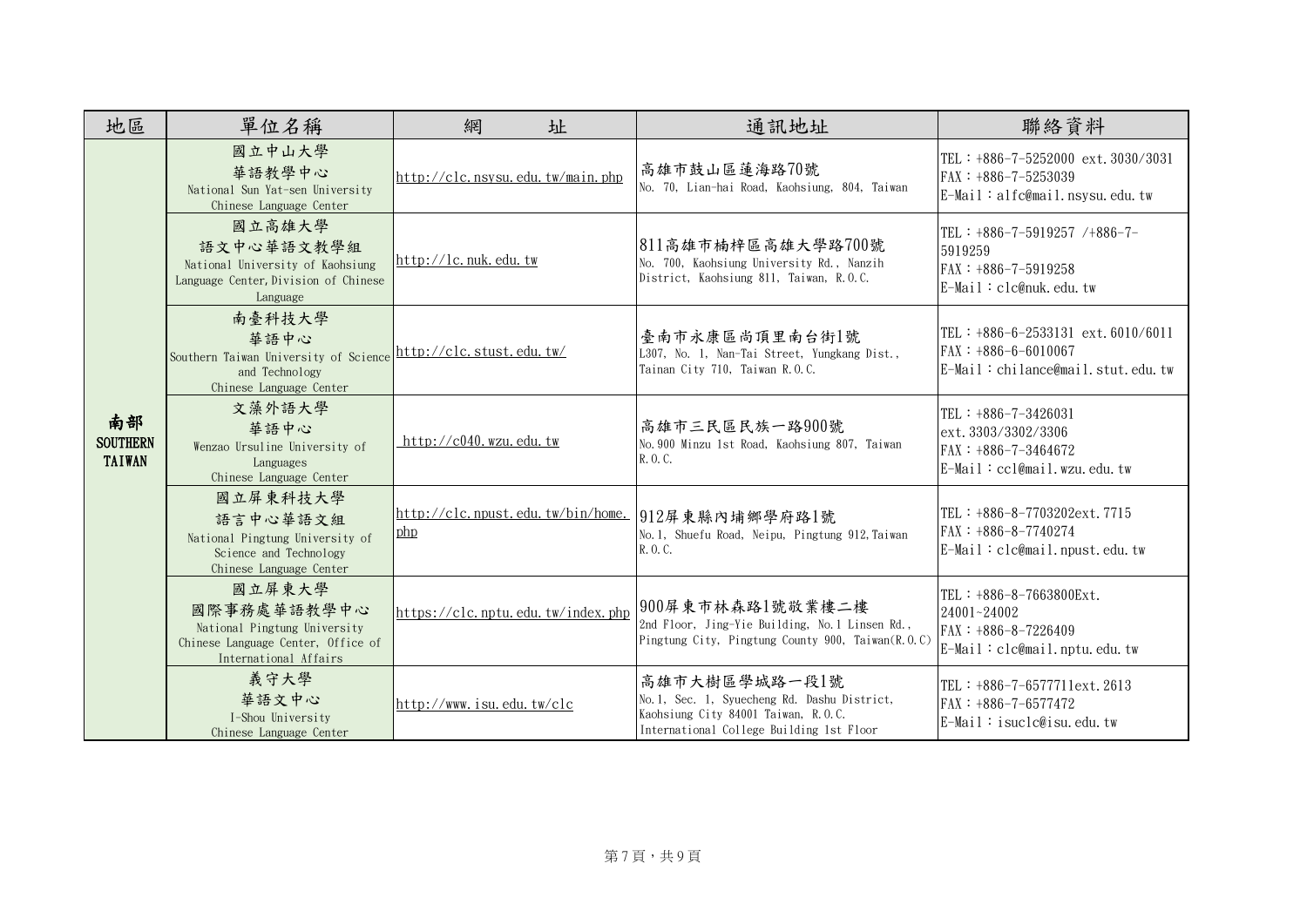| 地區 | 單位名稱 | 網　　址 | 通訊地址 | 聯絡資料 |
|---|---|---|---|---|
| 南部<br>SOUTHERN TAIWAN | 國立中山大學<br>華語教學中心<br>National Sun Yat-sen University Chinese Language Center | http://clc.nsysu.edu.tw/main.php | 高雄市鼓山區蓮海路70號<br>No. 70, Lian-hai Road, Kaohsiung, 804, Taiwan | TEL：+886-7-5252000 ext.3030/3031<br>FAX：+886-7-5253039<br>E-Mail：alfc@mail.nsysu.edu.tw |
| | 國立高雄大學<br>語文中心華語文教學組<br>National University of Kaohsiung Language Center, Division of Chinese Language | http://lc.nuk.edu.tw | 811高雄市楠梓區高雄大學路700號<br>No. 700, Kaohsiung University Rd., Nanzih District, Kaohsiung 811, Taiwan, R.O.C. | TEL：+886-7-5919257 /+886-7-5919259<br>FAX：+886-7-5919258<br>E-Mail：clc@nuk.edu.tw |
| | 南臺科技大學<br>華語中心<br>Southern Taiwan University of Science and Technology Chinese Language Center | http://clc.stust.edu.tw/ | 臺南市永康區尚頂里南台街1號<br>L307, No. 1, Nan-Tai Street, Yungkang Dist., Tainan City 710, Taiwan R.O.C. | TEL：+886-6-2533131 ext.6010/6011<br>FAX：+886-6-6010067<br>E-Mail：chilance@mail.stut.edu.tw |
| | 文藻外語大學<br>華語中心<br>Wenzao Ursuline University of Languages Chinese Language Center | http://c040.wzu.edu.tw | 高雄市三民區民族一路900號<br>No.900 Minzu 1st Road, Kaohsiung 807, Taiwan R.O.C. | TEL：+886-7-3426031 ext.3303/3302/3306<br>FAX：+886-7-3464672<br>E-Mail：ccl@mail.wzu.edu.tw |
| | 國立屏東科技大學<br>語言中心華語文組<br>National Pingtung University of Science and Technology Chinese Language Center | http://clc.npust.edu.tw/bin/home.php | 912屏東縣內埔鄉學府路1號<br>No.1, Shuefu Road, Neipu, Pingtung 912, Taiwan R.O.C. | TEL：+886-8-7703202ext.7715<br>FAX：+886-8-7740274<br>E-Mail：clc@mail.npust.edu.tw |
| | 國立屏東大學<br>國際事務處華語教學中心<br>National Pingtung University Chinese Language Center, Office of International Affairs | https://clc.nptu.edu.tw/index.php | 900屏東市林森路1號敬業樓二樓<br>2nd Floor, Jing-Yie Building, No.1 Linsen Rd., Pingtung City, Pingtung County 900, Taiwan(R.O.C) | TEL：+886-8-7663800Ext. 24001~24002<br>FAX：+886-8-7226409<br>E-Mail：clc@mail.nptu.edu.tw |
| | 義守大學<br>華語文中心<br>I-Shou University Chinese Language Center | http://www.isu.edu.tw/clc | 高雄市大樹區學城路一段1號<br>No.1, Sec. 1, Syuecheng Rd. Dashu District, Kaohsiung City 84001 Taiwan, R.O.C. International College Building 1st Floor | TEL：+886-7-6577711ext.2613<br>FAX：+886-7-6577472<br>E-Mail：isuclc@isu.edu.tw |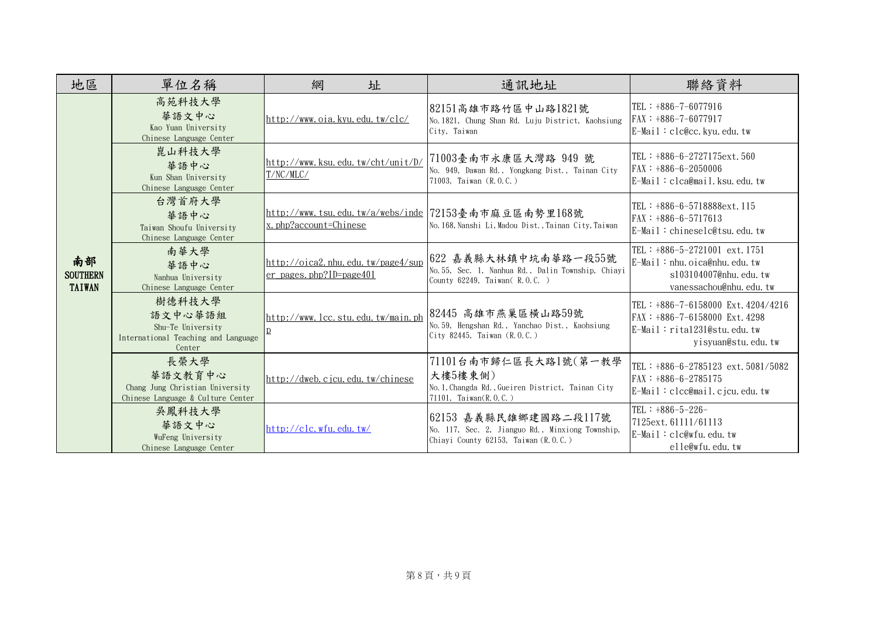| 地區 | 單位名稱 | 網　　址 | 通訊地址 | 聯絡資料 |
|---|---|---|---|---|
| 南部 SOUTHERN TAIWAN | 高苑科技大學 華語文中心 Kao Yuan University Chinese Language Center | http://www.oia.kyu.edu.tw/clc/ | 82151高雄市路竹區中山路1821號 No.1821, Chung Shan Rd. Luju District, Kaohsiung City, Taiwan | TEL：+886-7-6077916 FAX：+886-7-6077917 E-Mail：clc@cc.kyu.edu.tw |
| | 崑山科技大學 華語中心 Kun Shan University Chinese Language Center | http://www.ksu.edu.tw/cht/unit/D/T/NC/MLC/ | 71003臺南市永康區大灣路 949 號 No. 949, Dawan Rd., Yongkang Dist., Tainan City 71003, Taiwan (R.O.C.) | TEL：+886-6-2727175ext.560 FAX：+886-6-2050006 E-Mail：clca@mail.ksu.edu.tw |
| | 台灣首府大學 華語中心 Taiwan Shoufu University Chinese Language Center | http://www.tsu.edu.tw/a/webs/index.php?account=Chinese | 72153臺南市麻豆區南勢里168號 No.168,Nanshi Li,Madou Dist.,Tainan City,Taiwan | TEL：+886-6-5718888ext.115 FAX：+886-6-5717613 E-Mail：chineselc@tsu.edu.tw |
| | 南華大學 華語中心 Nanhua University Chinese Language Center | http://oica2.nhu.edu.tw/page4/super_pages.php?ID=page401 | 622 嘉義縣大林鎮中坑南華路一段55號 No.55, Sec. 1, Nanhua Rd., Dalin Township, Chiayi County 62249, Taiwan( R.O.C. ) | TEL：+886-5-2721001 ext.1751 E-Mail：nhu.oica@nhu.edu.tw s103104007@nhu.edu.tw vanessachou@nhu.edu.tw |
| | 樹德科技大學 語文中心華語組 Shu-Te University International Teaching and Language Center | http://www.lcc.stu.edu.tw/main.php | 82445 高雄市燕巢區橫山路59號 No.59, Hengshan Rd., Yanchao Dist., Kaohsiung City 82445, Taiwan (R.O.C.) | TEL：+886-7-6158000 Ext.4204/4216 FAX：+886-7-6158000 Ext.4298 E-Mail：rita1231@stu.edu.tw yisyuan@stu.edu.tw |
| | 長榮大學 華語文教育中心 Chang Jung Christian University Chinese Language & Culture Center | http://dweb.cjcu.edu.tw/chinese | 71101台南市歸仁區長大路1號(第一教學大樓5樓東側) No.1,Changda Rd.,Gueiren District, Tainan City 71101, Taiwan(R.O.C.) | TEL：+886-6-2785123 ext.5081/5082 FAX：+886-6-2785175 E-Mail：clcc@mail.cjcu.edu.tw |
| | 吳鳳科技大學 華語文中心 WuFeng University Chinese Language Center | http://clc.wfu.edu.tw/ | 62153 嘉義縣民雄鄉建國路二段117號 No. 117, Sec. 2, Jianguo Rd., Minxiong Township, Chiayi County 62153, Taiwan (R.O.C.) | TEL：+886-5-226-7125ext.61111/61113 E-Mail：clc@wfu.edu.tw elle@wfu.edu.tw |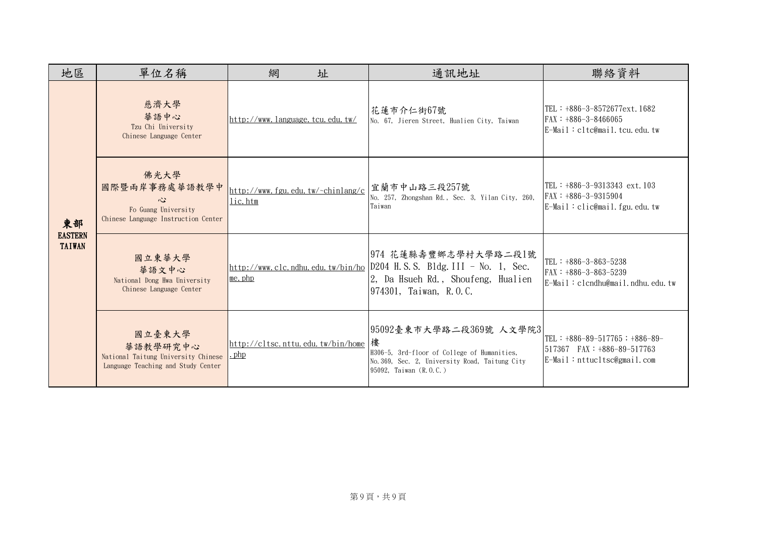| 地區 | 單位名稱 | 網　　址 | 通訊地址 | 聯絡資料 |
|---|---|---|---|---|
| 東部 EASTERN TAIWAN | 慈濟大學 華語中心 Tzu Chi University Chinese Language Center | http://www.language.tcu.edu.tw/ | 花蓮市介仁街67號 No. 67, Jieren Street, Hualien City, Taiwan | TEL：+886-3-8572677ext.1682 FAX：+886-3-8466065 E-Mail：cltc@mail.tcu.edu.tw |
| | 佛光大學 國際暨兩岸事務處華語教學中心 Fo Guang University Chinese Language Instruction Center | http://www.fgu.edu.tw/~chinlang/clic.htm | 宜蘭市中山路三段257號 No. 257, Zhongshan Rd., Sec. 3, Yilan City, 260, Taiwan | TEL：+886-3-9313343 ext.103 FAX：+886-3-9315904 E-Mail：clic@mail.fgu.edu.tw |
| | 國立東華大學 華語文中心 National Dong Hwa University Chinese Language Center | http://www.clc.ndhu.edu.tw/bin/home.php | 974 花蓮縣壽豐鄉志學村大學路二段1號 D204 H.S.S. Bldg.III - No. 1, Sec. 2, Da Hsueh Rd., Shoufeng, Hualien 974301, Taiwan, R.O.C. | TEL：+886-3-863-5238 FAX：+886-3-863-5239 E-Mail：clcndhu@mail.ndhu.edu.tw |
| | 國立臺東大學 華語教學研究中心 National Taitung University Chinese Language Teaching and Study Center | http://cltsc.nttu.edu.tw/bin/home.php | 95092臺東市大學路二段369號 人文學院3樓 H306-5, 3rd-floor of College of Humanities, No.369, Sec. 2, University Road, Taitung City 95092, Taiwan (R.O.C.) | TEL：+886-89-517765；+886-89-517367 FAX：+886-89-517763 E-Mail：nttucltsc@gmail.com |